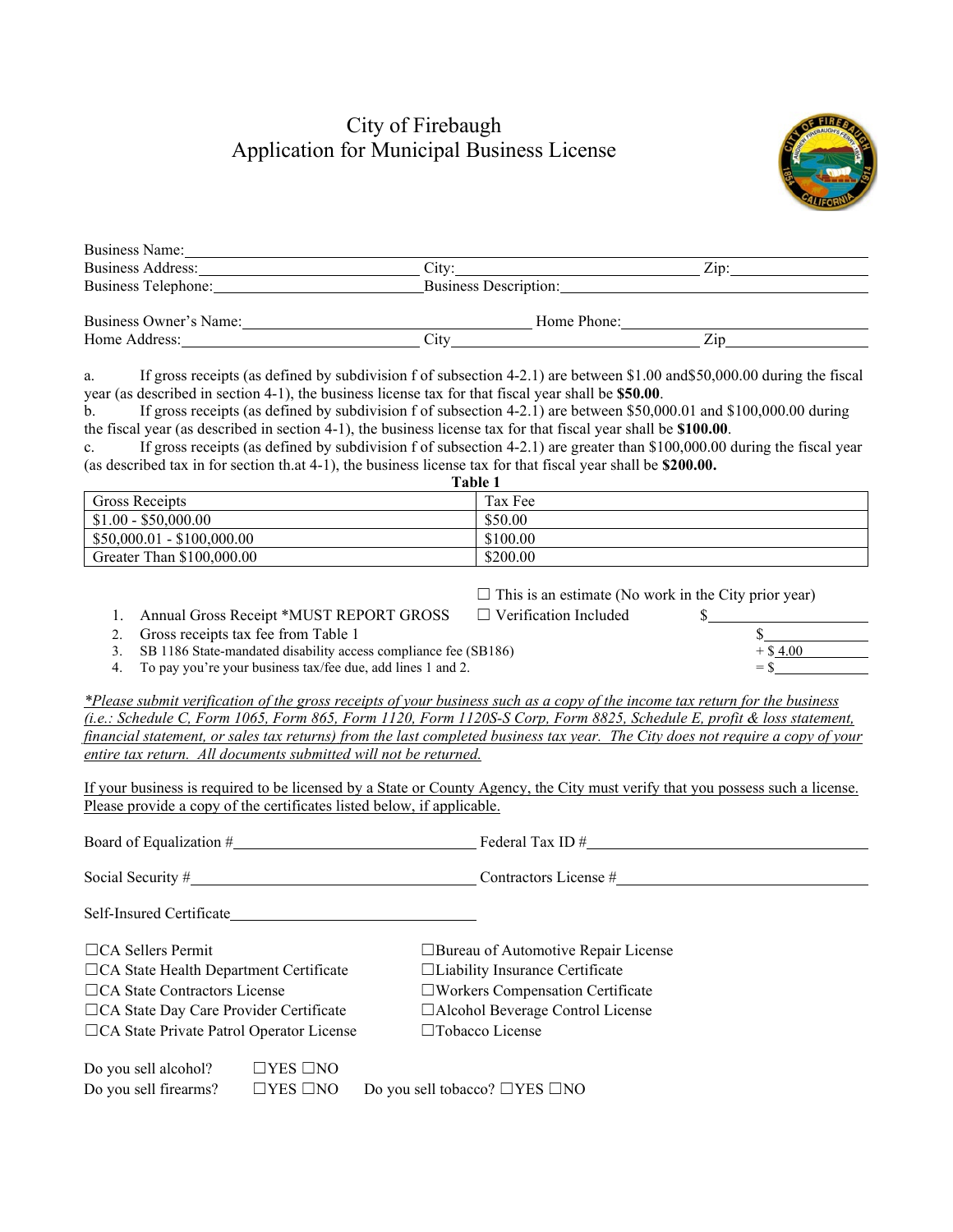# City of Firebaugh
## Application for Municipal Business License

Business Name:\_\_\_\_\_\_\_\_\_\_\_\_\_\_\_\_\_\_\_\_\_\_\_\_\_\_\_\_\_\_\_\_\_\_\_\_\_\_\_\_\_\_\_\_\_\_\_\_\_\_\_\_\_\_\_\_\_\_\_\_

Business Address:\_\_\_\_\_\_\_\_\_\_\_\_\_\_\_\_\_\_\_\_\_\_\_\_\_\_ City:\_\_\_\_\_\_\_\_\_\_\_\_\_\_\_\_\_\_\_\_\_\_\_\_\_\_\_\_\_\_ Zip:\_\_\_\_\_\_\_\_\_\_\_\_\_\_\_\_\_\_

Business Telephone:\_\_\_\_\_\_\_\_\_\_\_\_\_\_\_\_\_\_\_\_\_\_\_\_\_\_\_Business Description:\_\_\_\_\_\_\_\_\_\_\_\_\_\_\_\_\_\_\_\_\_\_\_\_\_\_\_\_\_\_\_\_\_\_\_\_

Business Owner's Name:\_\_\_\_\_\_\_\_\_\_\_\_\_\_\_\_\_\_\_\_\_\_\_\_\_\_\_\_\_\_\_\_\_\_\_\_\_\_\_\_ Home Phone:\_\_\_\_\_\_\_\_\_\_\_\_\_\_\_\_\_\_\_\_\_\_\_\_\_\_\_\_\_\_\_\_\_\_

Home Address:\_\_\_\_\_\_\_\_\_\_\_\_\_\_\_\_\_\_\_\_\_\_\_\_\_\_\_\_\_\_\_ City\_\_\_\_\_\_\_\_\_\_\_\_\_\_\_\_\_\_\_\_\_\_\_\_\_\_\_\_\_\_\_\_\_\_\_ Zip\_\_\_\_\_\_\_\_\_\_\_\_\_\_\_\_\_\_\_\_

a. If gross receipts (as defined by subdivision f of subsection 4-2.1) are between $1.00 and$50,000.00 during the fiscal year (as described in section 4-1), the business license tax for that fiscal year shall be **$50.00**.

b. If gross receipts (as defined by subdivision f of subsection 4-2.1) are between $50,000.01 and $100,000.00 during the fiscal year (as described in section 4-1), the business license tax for that fiscal year shall be **$100.00**.

c. If gross receipts (as defined by subdivision f of subsection 4-2.1) are greater than $100,000.00 during the fiscal year (as described tax in for section th.at 4-1), the business license tax for that fiscal year shall be **$200.00.**

**Table 1**

| Gross Receipts | Tax Fee |
|---|---|
| $1.00 - $50,000.00 | $50.00 |
| $50,000.01 - $100,000.00 | $100.00 |
| Greater Than $100,000.00 | $200.00 |

☐ This is an estimate (No work in the City prior year)

1. Annual Gross Receipt *MUST REPORT GROSS ☐ Verification Included $\_\_\_\_\_\_\_\_\_\_\_\_\_\_\_\_\_\_\_\_
2. Gross receipts tax fee from Table 1 $\_\_\_\_\_\_\_\_\_\_\_\_\_\_
3. SB 1186 State-mandated disability access compliance fee (SB186) + $ 4.00
4. To pay you're your business tax/fee due, add lines 1 and 2. = $\_\_\_\_\_\_\_\_\_\_\_\_\_\_

*<u>*Please submit verification of the gross receipts of your business such as a copy of the income tax return for the business (i.e.: Schedule C, Form 1065, Form 865, Form 1120, Form 1120S-S Corp, Form 8825, Schedule E, profit & loss statement, financial statement, or sales tax returns) from the last completed business tax year. The City does not require a copy of your entire tax return. All documents submitted will not be returned.</u>*

<u>If your business is required to be licensed by a State or County Agency, the City must verify that you possess such a license. Please provide a copy of the certificates listed below, if applicable.</u>

Board of Equalization #\_\_\_\_\_\_\_\_\_\_\_\_\_\_\_\_\_\_\_\_\_\_\_\_\_\_\_\_\_\_\_ Federal Tax ID #\_\_\_\_\_\_\_\_\_\_\_\_\_\_\_\_\_\_\_\_\_\_\_\_\_\_\_\_\_\_\_\_\_\_\_\_\_

Social Security #\_\_\_\_\_\_\_\_\_\_\_\_\_\_\_\_\_\_\_\_\_\_\_\_\_\_\_\_\_\_\_\_\_\_\_\_ Contractors License #\_\_\_\_\_\_\_\_\_\_\_\_\_\_\_\_\_\_\_\_\_\_\_\_\_\_\_\_\_\_\_\_\_\_\_

Self-Insured Certificate\_\_\_\_\_\_\_\_\_\_\_\_\_\_\_\_\_\_\_\_\_\_\_\_\_\_\_\_\_\_\_\_\_

☐CA Sellers Permit
☐CA State Health Department Certificate
☐CA State Contractors License
☐CA State Day Care Provider Certificate
☐CA State Private Patrol Operator License
☐Bureau of Automotive Repair License
☐Liability Insurance Certificate
☐Workers Compensation Certificate
☐Alcohol Beverage Control License
☐Tobacco License

Do you sell alcohol? ☐YES ☐NO

Do you sell firearms? ☐YES ☐NO Do you sell tobacco? ☐YES ☐NO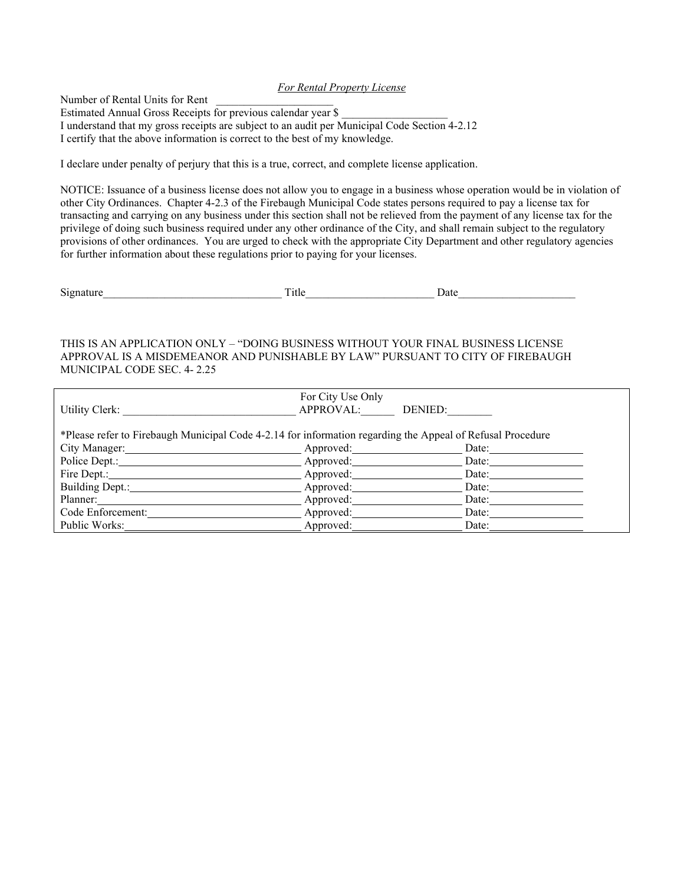*For Rental Property License*

Number of Rental Units for Rent \_\_\_\_\_\_\_\_\_\_\_\_\_\_\_\_\_\_\_\_\_

Estimated Annual Gross Receipts for previous calendar year $ \_\_\_\_\_\_\_\_\_\_\_\_\_\_\_\_\_\_\_

I understand that my gross receipts are subject to an audit per Municipal Code Section 4-2.12

I certify that the above information is correct to the best of my knowledge.

I declare under penalty of perjury that this is a true, correct, and complete license application.

NOTICE: Issuance of a business license does not allow you to engage in a business whose operation would be in violation of other City Ordinances. Chapter 4-2.3 of the Firebaugh Municipal Code states persons required to pay a license tax for transacting and carrying on any business under this section shall not be relieved from the payment of any license tax for the privilege of doing such business required under any other ordinance of the City, and shall remain subject to the regulatory provisions of other ordinances. You are urged to check with the appropriate City Department and other regulatory agencies for further information about these regulations prior to paying for your licenses.

Signature\_\_\_\_\_\_\_\_\_\_\_\_\_\_\_\_\_\_\_\_\_\_\_\_\_\_\_\_\_\_\_\_ Title\_\_\_\_\_\_\_\_\_\_\_\_\_\_\_\_\_\_\_\_\_\_\_ Date\_\_\_\_\_\_\_\_\_\_\_\_\_\_\_\_\_\_\_\_\_

THIS IS AN APPLICATION ONLY – "DOING BUSINESS WITHOUT YOUR FINAL BUSINESS LICENSE APPROVAL IS A MISDEMEANOR AND PUNISHABLE BY LAW" PURSUANT TO CITY OF FIREBAUGH MUNICIPAL CODE SEC. 4- 2.25

For City Use Only

Utility Clerk: \_\_\_\_\_\_\_\_\_\_\_\_\_\_\_\_\_\_\_\_\_\_\_\_\_\_\_\_\_\_\_\_ APPROVAL:\_\_\_\_\_\_ DENIED:\_\_\_\_\_\_\_\_

*Please refer to Firebaugh Municipal Code 4-2.14 for information regarding the Appeal of Refusal Procedure

| | | |
|---|---|---|
| City Manager: | Approved: | Date: |
| Police Dept.: | Approved: | Date: |
| Fire Dept.: | Approved: | Date: |
| Building Dept.: | Approved: | Date: |
| Planner: | Approved: | Date: |
| Code Enforcement: | Approved: | Date: |
| Public Works: | Approved: | Date: |